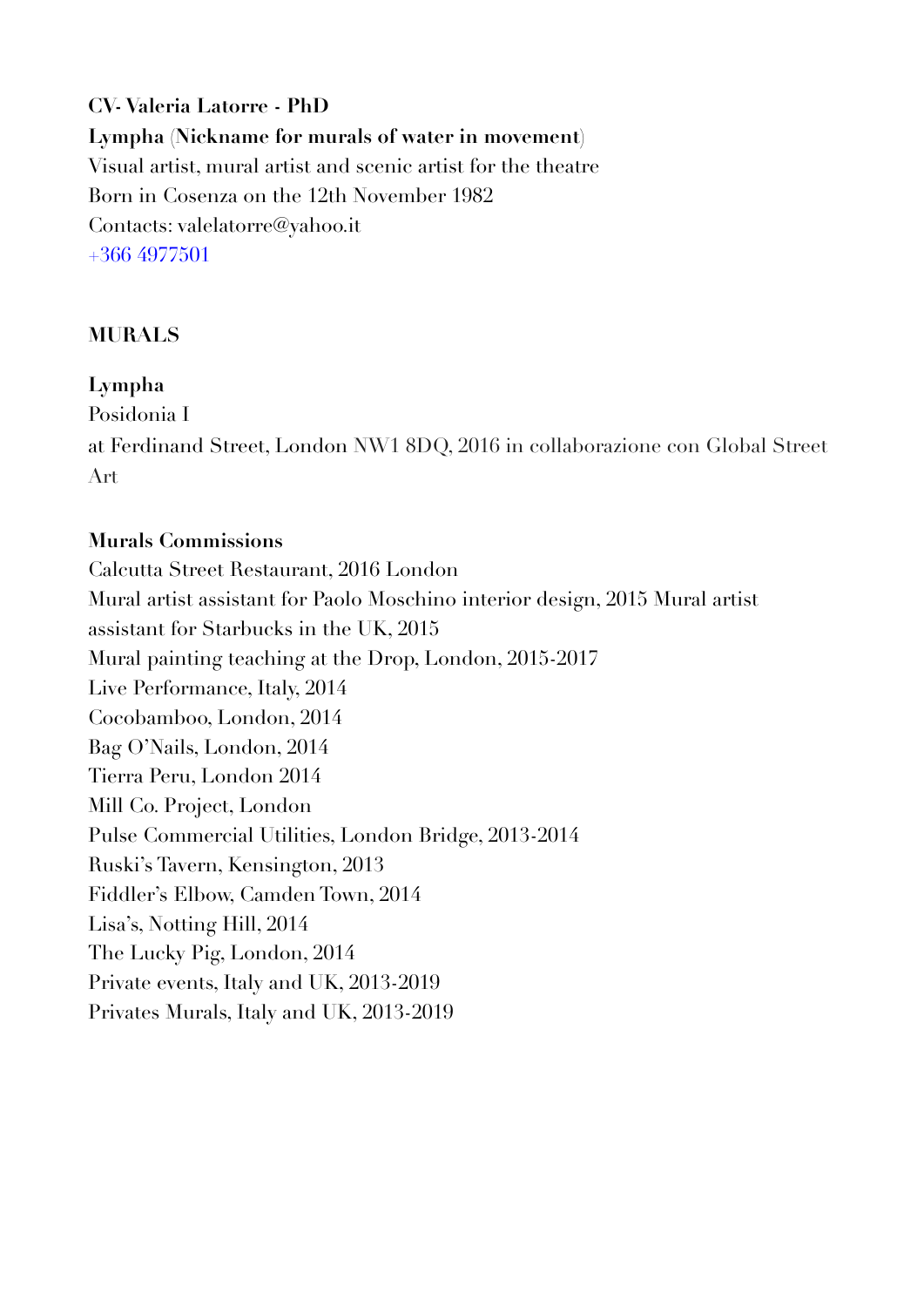**CV- Valeria Latorre - PhD**
**Lympha** (**Nickname for murals of water in movement**)
Visual artist, mural artist and scenic artist for the theatre
Born in Cosenza on the 12th November 1982
Contacts: valelatorre@yahoo.it
+366 4977501

**MURALS**

**Lympha**
Posidonia I
at Ferdinand Street, London NW1 8DQ, 2016 in collaborazione con Global Street Art

**Murals Commissions**
Calcutta Street Restaurant, 2016 London
Mural artist assistant for Paolo Moschino interior design, 2015 Mural artist assistant for Starbucks in the UK, 2015
Mural painting teaching at the Drop, London, 2015-2017
Live Performance, Italy, 2014
Cocobamboo, London, 2014
Bag O'Nails, London, 2014
Tierra Peru, London 2014
Mill Co. Project, London
Pulse Commercial Utilities, London Bridge, 2013-2014
Ruski's Tavern, Kensington, 2013
Fiddler's Elbow, Camden Town, 2014
Lisa's, Notting Hill, 2014
The Lucky Pig, London, 2014
Private events, Italy and UK, 2013-2019
Privates Murals, Italy and UK, 2013-2019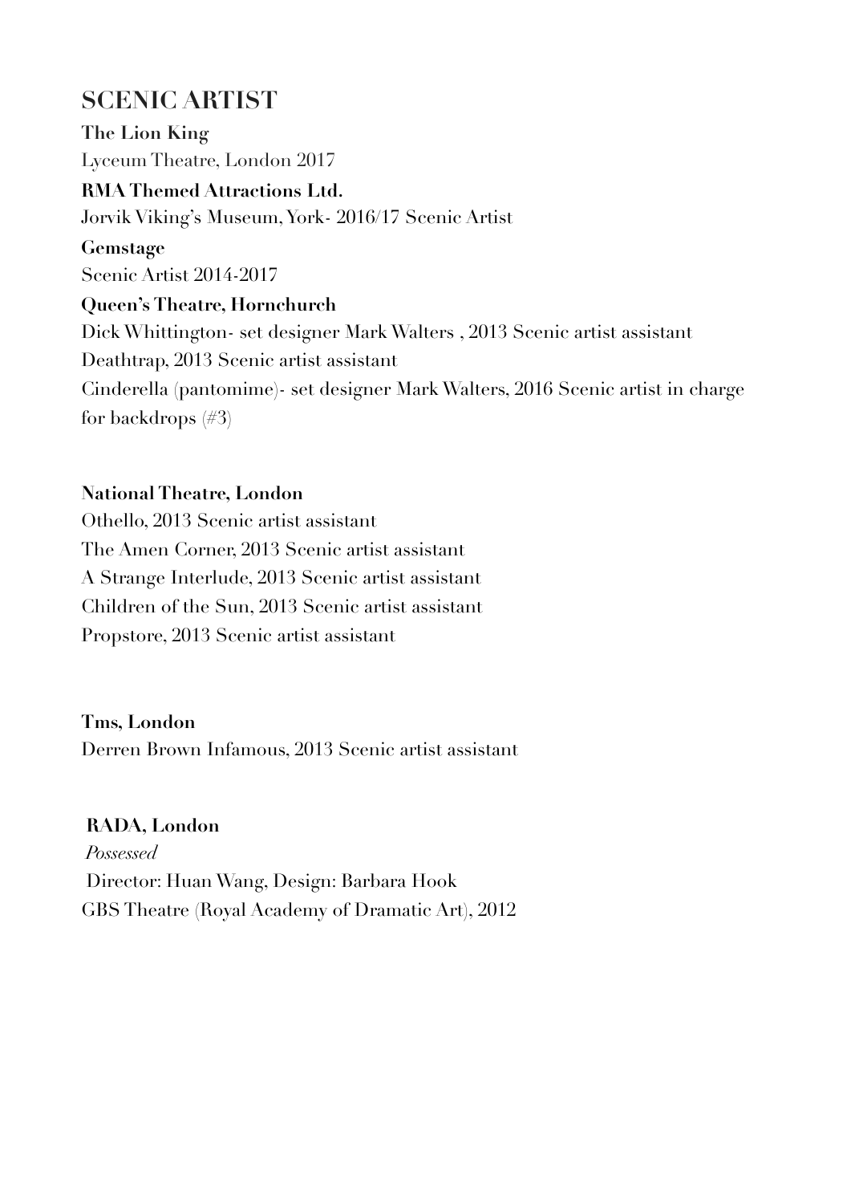## SCENIC ARTIST

**The Lion King**
Lyceum Theatre, London 2017

**RMA Themed Attractions Ltd.**
Jorvik Viking's Museum, York- 2016/17 Scenic Artist

**Gemstage**
Scenic Artist 2014-2017

**Queen's Theatre, Hornchurch**
Dick Whittington- set designer Mark Walters , 2013 Scenic artist assistant
Deathtrap, 2013 Scenic artist assistant
Cinderella (pantomime)- set designer Mark Walters, 2016 Scenic artist in charge for backdrops (#3)

**National Theatre, London**
Othello, 2013 Scenic artist assistant
The Amen Corner, 2013 Scenic artist assistant
A Strange Interlude, 2013 Scenic artist assistant
Children of the Sun, 2013 Scenic artist assistant
Propstore, 2013 Scenic artist assistant

**Tms, London**
Derren Brown Infamous, 2013 Scenic artist assistant

**RADA, London**
*Possessed*
Director: Huan Wang, Design: Barbara Hook
GBS Theatre (Royal Academy of Dramatic Art), 2012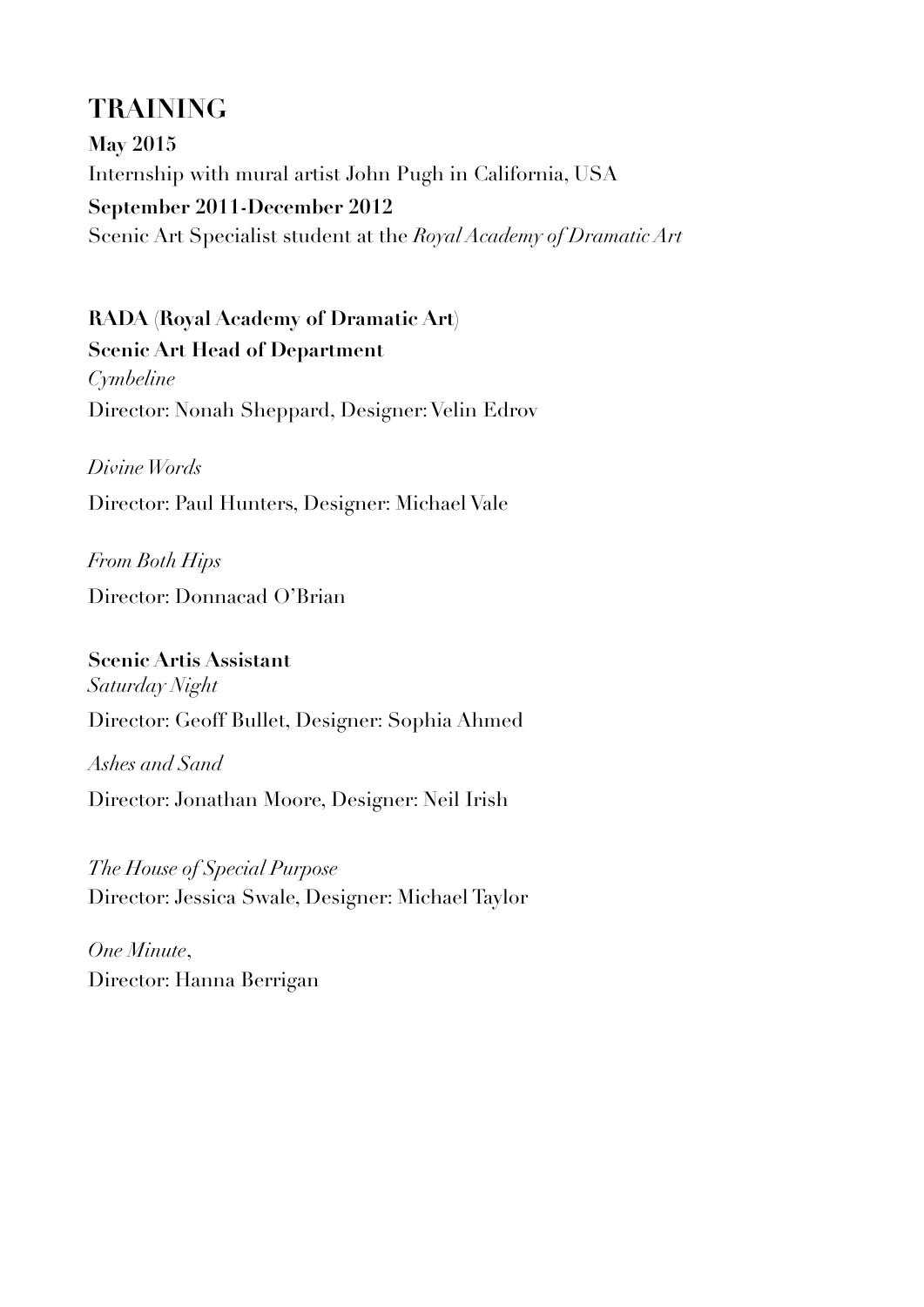## TRAINING

**May 2015**

Internship with mural artist John Pugh in California, USA

**September 2011-December 2012**

Scenic Art Specialist student at the *Royal Academy of Dramatic Art*

**RADA (Royal Academy of Dramatic Art)**

**Scenic Art Head of Department**

*Cymbeline*

Director: Nonah Sheppard, Designer: Velin Edrov

*Divine Words*

Director: Paul Hunters, Designer: Michael Vale

*From Both Hips*

Director: Donnacad O'Brian

**Scenic Artis Assistant**

*Saturday Night*

Director: Geoff Bullet, Designer: Sophia Ahmed

*Ashes and Sand*

Director: Jonathan Moore, Designer: Neil Irish

*The House of Special Purpose*

Director: Jessica Swale, Designer: Michael Taylor

*One Minute*,

Director: Hanna Berrigan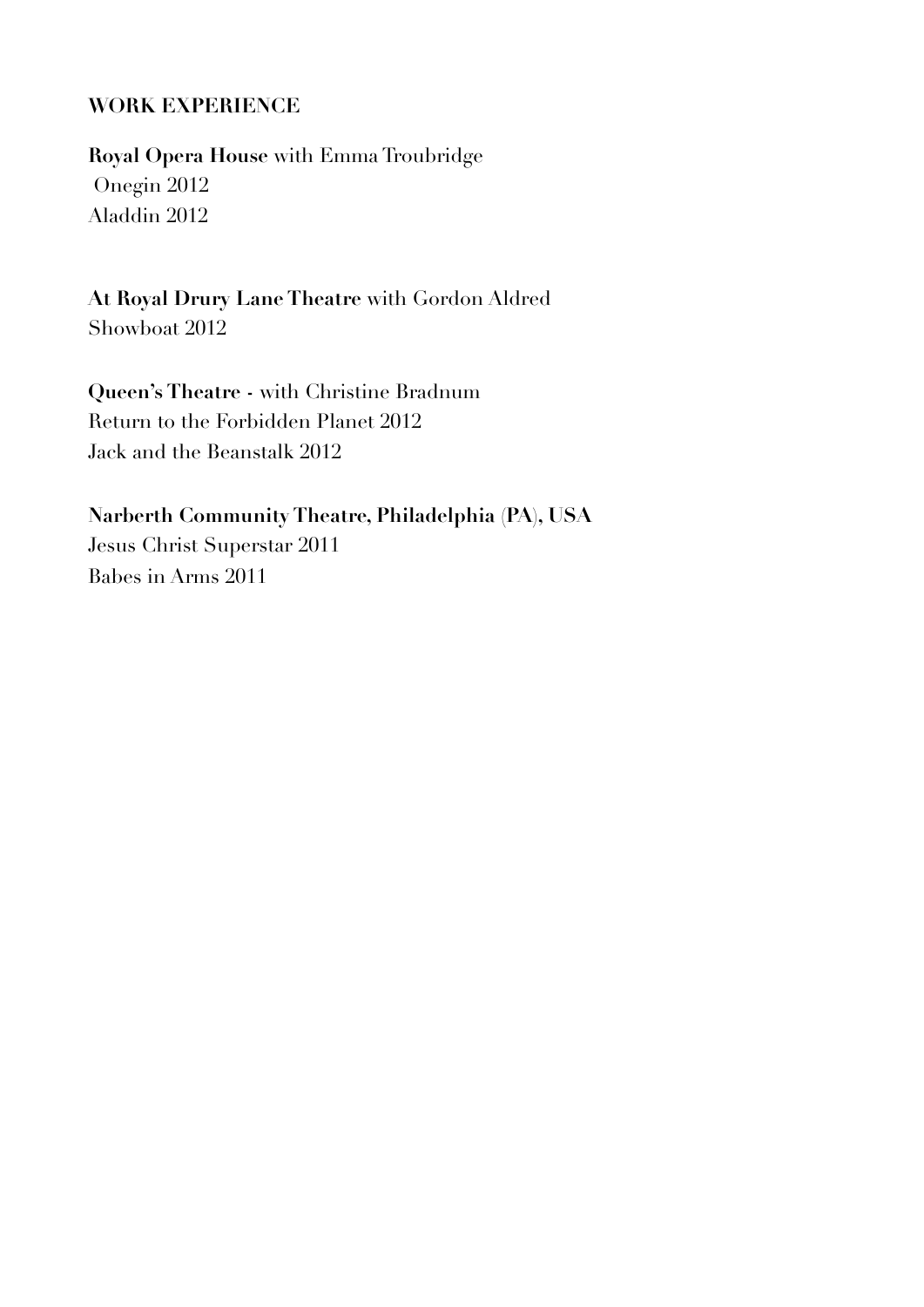## WORK EXPERIENCE

**Royal Opera House** with Emma Troubridge
Onegin 2012
Aladdin 2012

**At Royal Drury Lane Theatre** with Gordon Aldred
Showboat 2012

**Queen's Theatre -** with Christine Bradnum
Return to the Forbidden Planet 2012
Jack and the Beanstalk 2012

**Narberth Community Theatre, Philadelphia (PA), USA**
Jesus Christ Superstar 2011
Babes in Arms 2011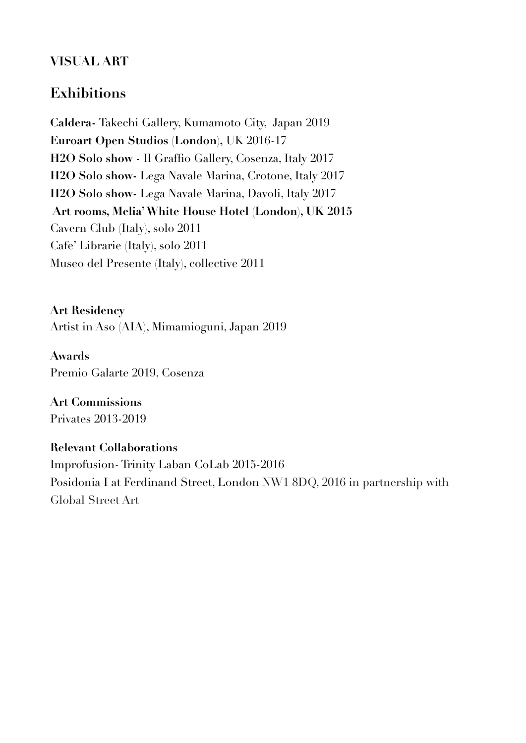**VISUAL ART**

## Exhibitions

**Caldera-** Takechi Gallery, Kumamoto City, Japan 2019
**Euroart Open Studios (London),** UK 2016-17
**H2O Solo show -** Il Graffio Gallery, Cosenza, Italy 2017
**H2O Solo show-** Lega Navale Marina, Crotone, Italy 2017
**H2O Solo show-** Lega Navale Marina, Davoli, Italy 2017
**Art rooms, Melia' White House Hotel (London), UK 2015**
Cavern Club (Italy), solo 2011
Cafe' Librarie (Italy), solo 2011
Museo del Presente (Italy), collective 2011

**Art Residency**
Artist in Aso (AIA), Mimamioguni, Japan 2019

**Awards**
Premio Galarte 2019, Cosenza

**Art Commissions**
Privates 2013-2019

**Relevant Collaborations**
Improfusion- Trinity Laban CoLab 2015-2016
Posidonia I at Ferdinand Street, London NW1 8DQ, 2016 in partnership with Global Street Art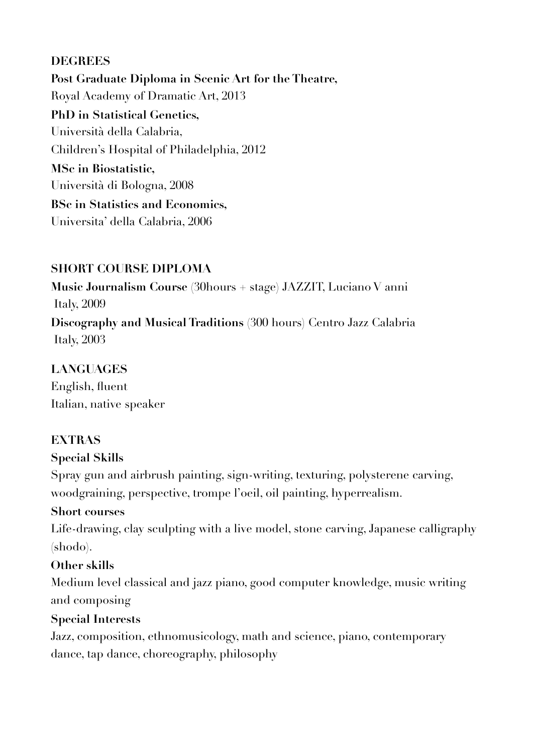**DEGREES**

**Post Graduate Diploma in Scenic Art for the Theatre,**
Royal Academy of Dramatic Art, 2013

**PhD in Statistical Genetics,**
Università della Calabria,
Children's Hospital of Philadelphia, 2012

**MSc in Biostatistic,**
Università di Bologna, 2008

**BSc in Statistics and Economics,**
Universita' della Calabria, 2006

**SHORT COURSE DIPLOMA**

**Music Journalism Course** (30hours + stage) JAZZIT, Luciano V anni
Italy, 2009

**Discography and Musical Traditions** (300 hours) Centro Jazz Calabria
Italy, 2003

**LANGUAGES**

English, fluent
Italian, native speaker

**EXTRAS**

**Special Skills**

Spray gun and airbrush painting, sign-writing, texturing, polysterene carving, woodgraining, perspective, trompe l'oeil, oil painting, hyperrealism.

**Short courses**

Life-drawing, clay sculpting with a live model, stone carving, Japanese calligraphy (shodo).

**Other skills**

Medium level classical and jazz piano, good computer knowledge, music writing and composing

**Special Interests**

Jazz, composition, ethnomusicology, math and science, piano, contemporary dance, tap dance, choreography, philosophy